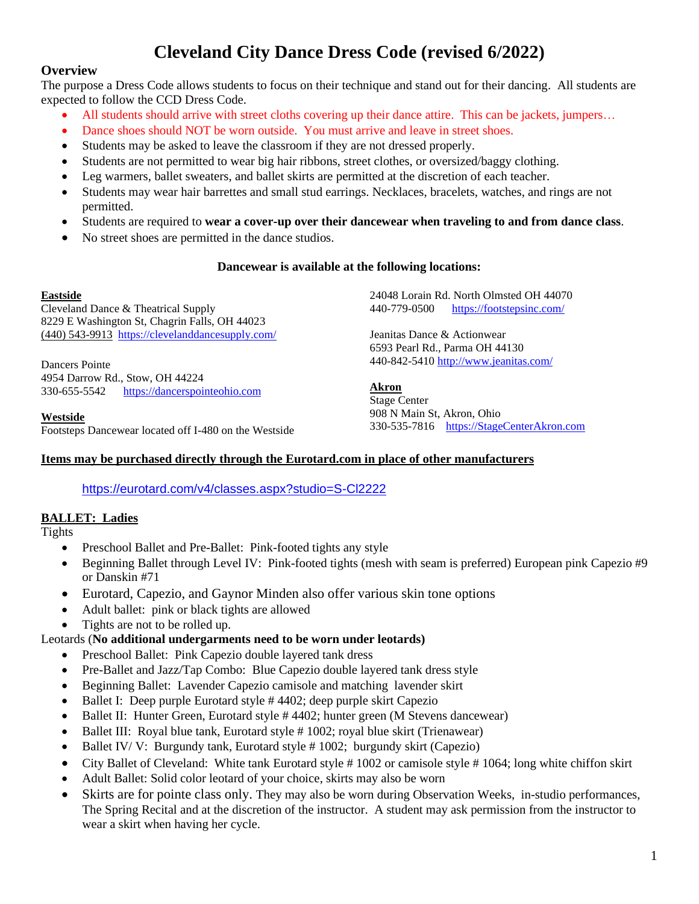# Cleveland City Dance Dress Code (revised 6/2022)

## Overview

The purpose a Dress Code allows students to focus on their technique and stand out for their dancing. All students are expected to follow the CCD Dress Code.

- All students should arrive with street cloths covering up their dance attire. This can be jackets, jumpers…
- Dance shoes should NOT be worn outside. You must arrive and leave in street shoes.
- Students may be asked to leave the classroom if they are not dressed properly.
- Students are not permitted to wear big hair ribbons, street clothes, or oversized/baggy clothing.
- Leg warmers, ballet sweaters, and ballet skirts are permitted at the discretion of each teacher.
- Students may wear hair barrettes and small stud earrings. Necklaces, bracelets, watches, and rings are not permitted.
- Students are required to **wear a cover-up over their dancewear when traveling to and from dance class**.
- No street shoes are permitted in the dance studios.

**Dancewear is available at the following locations:**

**Eastside**
Cleveland Dance & Theatrical Supply
8229 E Washington St, Chagrin Falls, OH 44023
(440) 543-9913 https://clevelanddancesupply.com/

Dancers Pointe
4954 Darrow Rd., Stow, OH 44224
330-655-5542 https://dancerspointeohio.com

**Westside**
Footsteps Dancewear located off I-480 on the Westside
24048 Lorain Rd. North Olmsted OH 44070
440-779-0500 https://footstepsinc.com/

Jeanitas Dance & Actionwear
6593 Pearl Rd., Parma OH 44130
440-842-5410 http://www.jeanitas.com/

**Akron**
Stage Center
908 N Main St, Akron, Ohio
330-535-7816 https://StageCenterAkron.com

**Items may be purchased directly through the Eurotard.com in place of other manufacturers**

https://eurotard.com/v4/classes.aspx?studio=S-Cl2222

### BALLET: Ladies

Tights

- Preschool Ballet and Pre-Ballet: Pink-footed tights any style
- Beginning Ballet through Level IV: Pink-footed tights (mesh with seam is preferred) European pink Capezio #9 or Danskin #71
- Eurotard, Capezio, and Gaynor Minden also offer various skin tone options
- Adult ballet: pink or black tights are allowed
- Tights are not to be rolled up.

Leotards (**No additional undergarments need to be worn under leotards)**

- Preschool Ballet: Pink Capezio double layered tank dress
- Pre-Ballet and Jazz/Tap Combo: Blue Capezio double layered tank dress style
- Beginning Ballet: Lavender Capezio camisole and matching lavender skirt
- Ballet I: Deep purple Eurotard style # 4402; deep purple skirt Capezio
- Ballet II: Hunter Green, Eurotard style # 4402; hunter green (M Stevens dancewear)
- Ballet III: Royal blue tank, Eurotard style # 1002; royal blue skirt (Trienawear)
- Ballet IV/ V: Burgundy tank, Eurotard style # 1002; burgundy skirt (Capezio)
- City Ballet of Cleveland: White tank Eurotard style # 1002 or camisole style # 1064; long white chiffon skirt
- Adult Ballet: Solid color leotard of your choice, skirts may also be worn
- Skirts are for pointe class only. They may also be worn during Observation Weeks, in-studio performances, The Spring Recital and at the discretion of the instructor. A student may ask permission from the instructor to wear a skirt when having her cycle.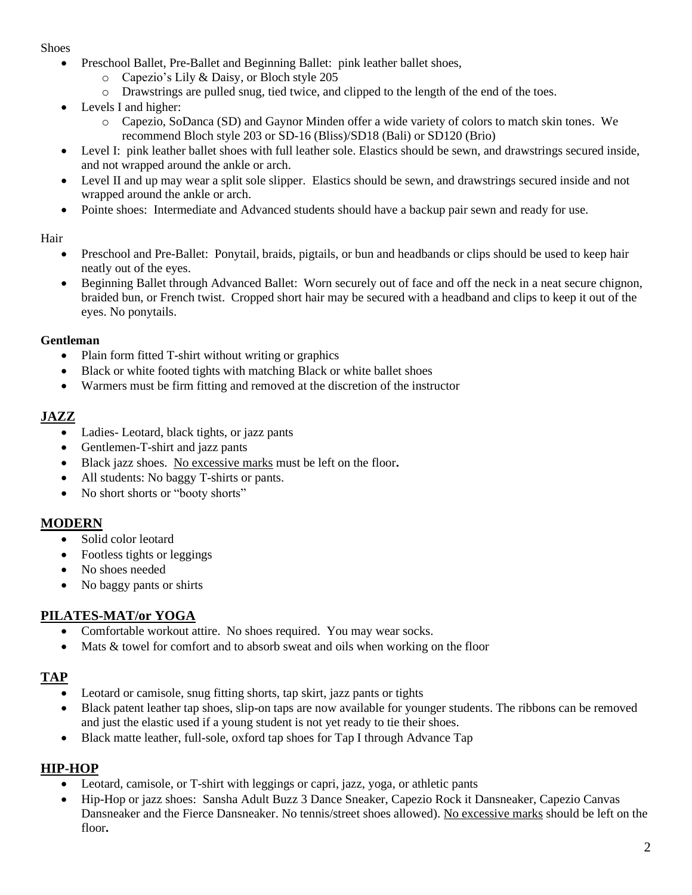Shoes

- Preschool Ballet, Pre-Ballet and Beginning Ballet: pink leather ballet shoes,
  - Capezio's Lily & Daisy, or Bloch style 205
  - Drawstrings are pulled snug, tied twice, and clipped to the length of the end of the toes.
- Levels I and higher:
  - Capezio, SoDanca (SD) and Gaynor Minden offer a wide variety of colors to match skin tones. We recommend Bloch style 203 or SD-16 (Bliss)/SD18 (Bali) or SD120 (Brio)
- Level I: pink leather ballet shoes with full leather sole. Elastics should be sewn, and drawstrings secured inside, and not wrapped around the ankle or arch.
- Level II and up may wear a split sole slipper. Elastics should be sewn, and drawstrings secured inside and not wrapped around the ankle or arch.
- Pointe shoes: Intermediate and Advanced students should have a backup pair sewn and ready for use.

Hair

- Preschool and Pre-Ballet: Ponytail, braids, pigtails, or bun and headbands or clips should be used to keep hair neatly out of the eyes.
- Beginning Ballet through Advanced Ballet: Worn securely out of face and off the neck in a neat secure chignon, braided bun, or French twist. Cropped short hair may be secured with a headband and clips to keep it out of the eyes. No ponytails.

**Gentleman**

- Plain form fitted T-shirt without writing or graphics
- Black or white footed tights with matching Black or white ballet shoes
- Warmers must be firm fitting and removed at the discretion of the instructor

## JAZZ

- Ladies- Leotard, black tights, or jazz pants
- Gentlemen-T-shirt and jazz pants
- Black jazz shoes. No excessive marks must be left on the floor**.**
- All students: No baggy T-shirts or pants.
- No short shorts or "booty shorts"

## MODERN

- Solid color leotard
- Footless tights or leggings
- No shoes needed
- No baggy pants or shirts

## PILATES-MAT/or YOGA

- Comfortable workout attire. No shoes required. You may wear socks.
- Mats & towel for comfort and to absorb sweat and oils when working on the floor

## TAP

- Leotard or camisole, snug fitting shorts, tap skirt, jazz pants or tights
- Black patent leather tap shoes, slip-on taps are now available for younger students. The ribbons can be removed and just the elastic used if a young student is not yet ready to tie their shoes.
- Black matte leather, full-sole, oxford tap shoes for Tap I through Advance Tap

## HIP-HOP

- Leotard, camisole, or T-shirt with leggings or capri, jazz, yoga, or athletic pants
- Hip-Hop or jazz shoes: Sansha Adult Buzz 3 Dance Sneaker, Capezio Rock it Dansneaker, Capezio Canvas Dansneaker and the Fierce Dansneaker. No tennis/street shoes allowed). No excessive marks should be left on the floor**.**